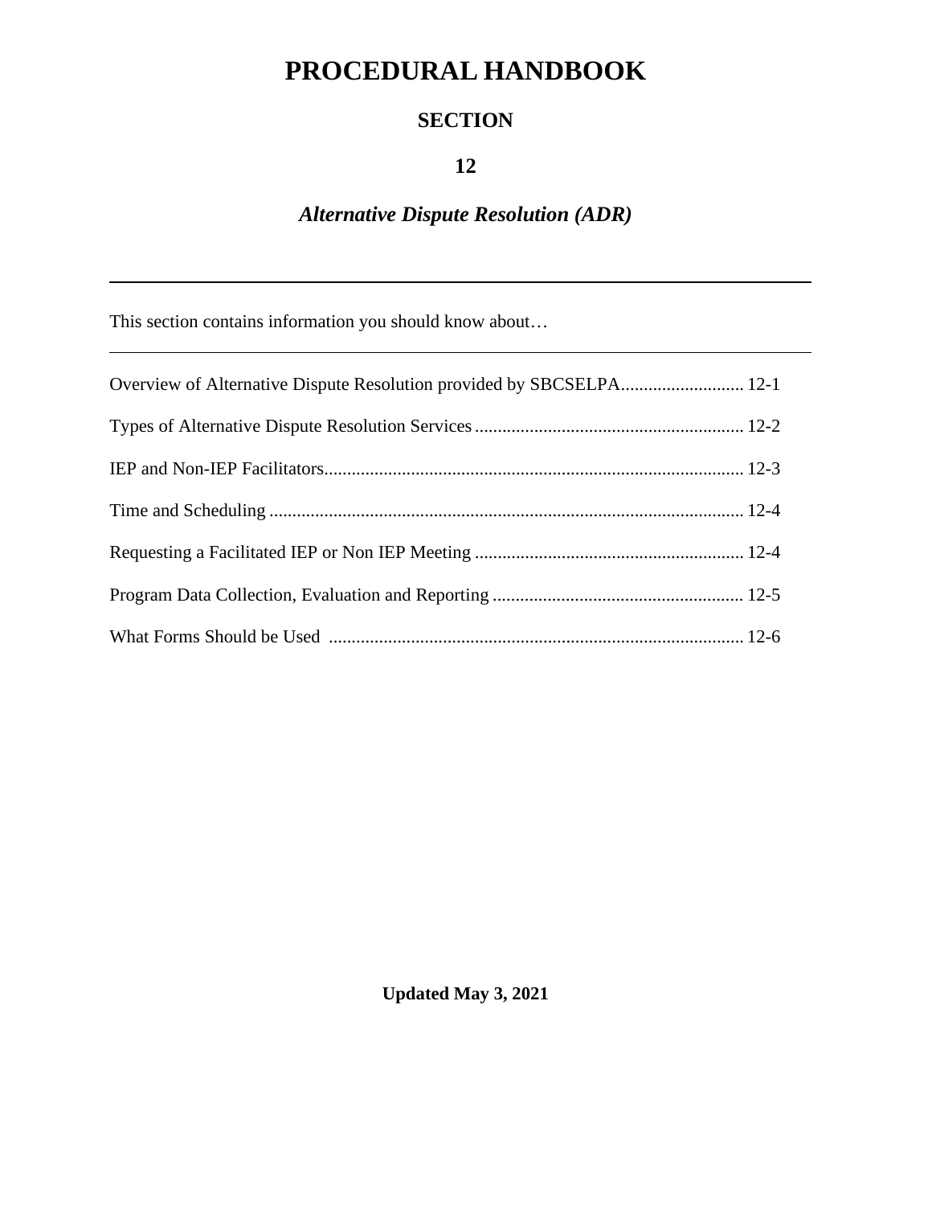# PROCEDURAL HANDBOOK

## SECTION

## 12

## *Alternative Dispute Resolution (ADR)*

---

This section contains information you should know about…

---

Overview of Alternative Dispute Resolution provided by SBCSELPA........................... 12-1

Types of Alternative Dispute Resolution Services........................................................... 12-2

IEP and Non-IEP Facilitators............................................................................................ 12-3

Time and Scheduling ........................................................................................................ 12-4

Requesting a Facilitated IEP or Non IEP Meeting ........................................................... 12-4

Program Data Collection, Evaluation and Reporting ....................................................... 12-5

What Forms Should be Used ........................................................................................... 12-6

**Updated May 3, 2021**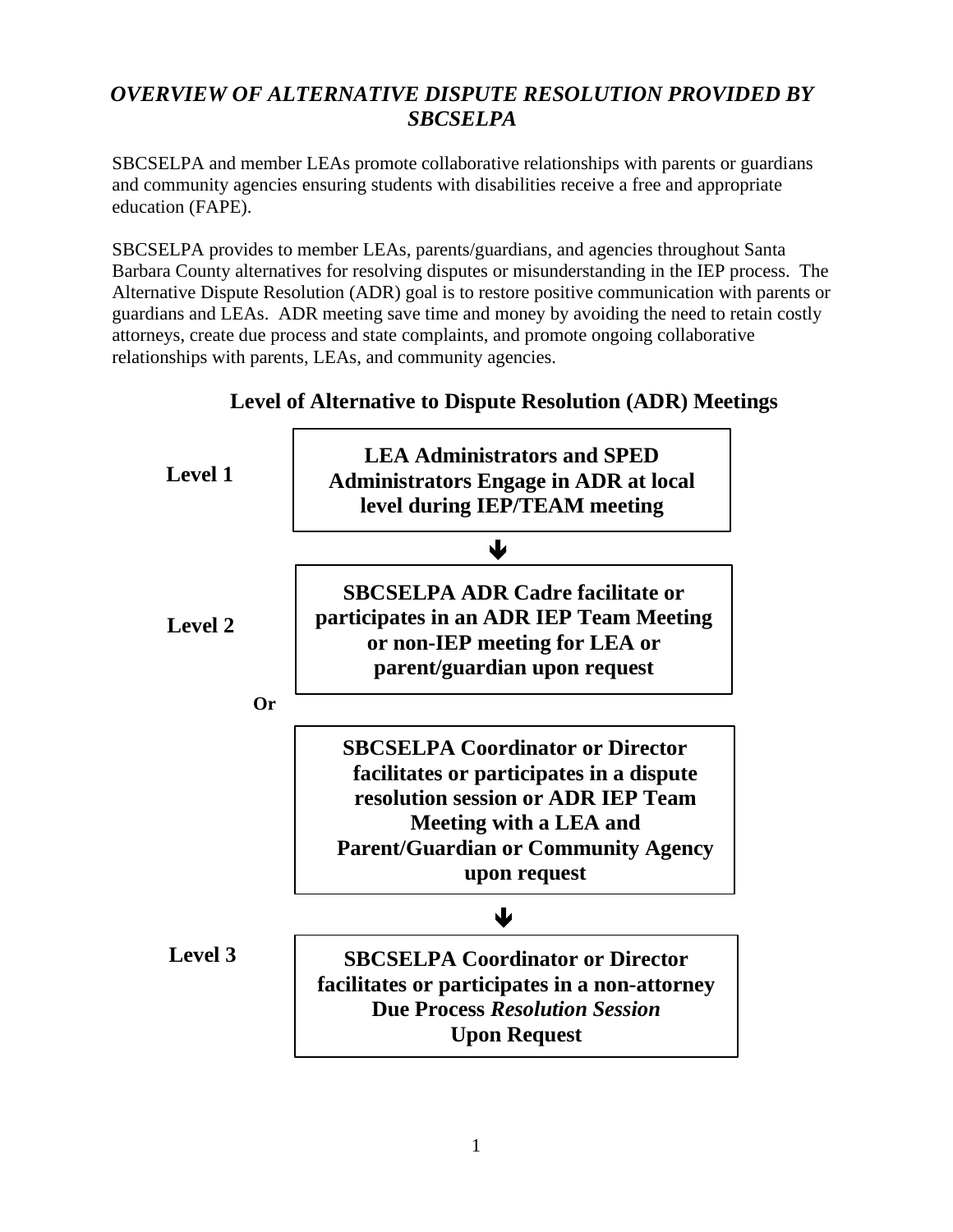## *OVERVIEW OF ALTERNATIVE DISPUTE RESOLUTION PROVIDED BY SBCSELPA*

SBCSELPA and member LEAs promote collaborative relationships with parents or guardians and community agencies ensuring students with disabilities receive a free and appropriate education (FAPE).

SBCSELPA provides to member LEAs, parents/guardians, and agencies throughout Santa Barbara County alternatives for resolving disputes or misunderstanding in the IEP process. The Alternative Dispute Resolution (ADR) goal is to restore positive communication with parents or guardians and LEAs. ADR meeting save time and money by avoiding the need to retain costly attorneys, create due process and state complaints, and promote ongoing collaborative relationships with parents, LEAs, and community agencies.

### Level of Alternative to Dispute Resolution (ADR) Meetings

**Level 1**

**LEA Administrators and SPED Administrators Engage in ADR at local level during IEP/TEAM meeting**

↓

**Level 2**

**SBCSELPA ADR Cadre facilitate or participates in an ADR IEP Team Meeting or non-IEP meeting for LEA or parent/guardian upon request**

**Or**

**SBCSELPA Coordinator or Director facilitates or participates in a dispute resolution session or ADR IEP Team Meeting with a LEA and Parent/Guardian or Community Agency upon request**

↓

**Level 3**

**SBCSELPA Coordinator or Director facilitates or participates in a non-attorney Due Process *Resolution Session* Upon Request**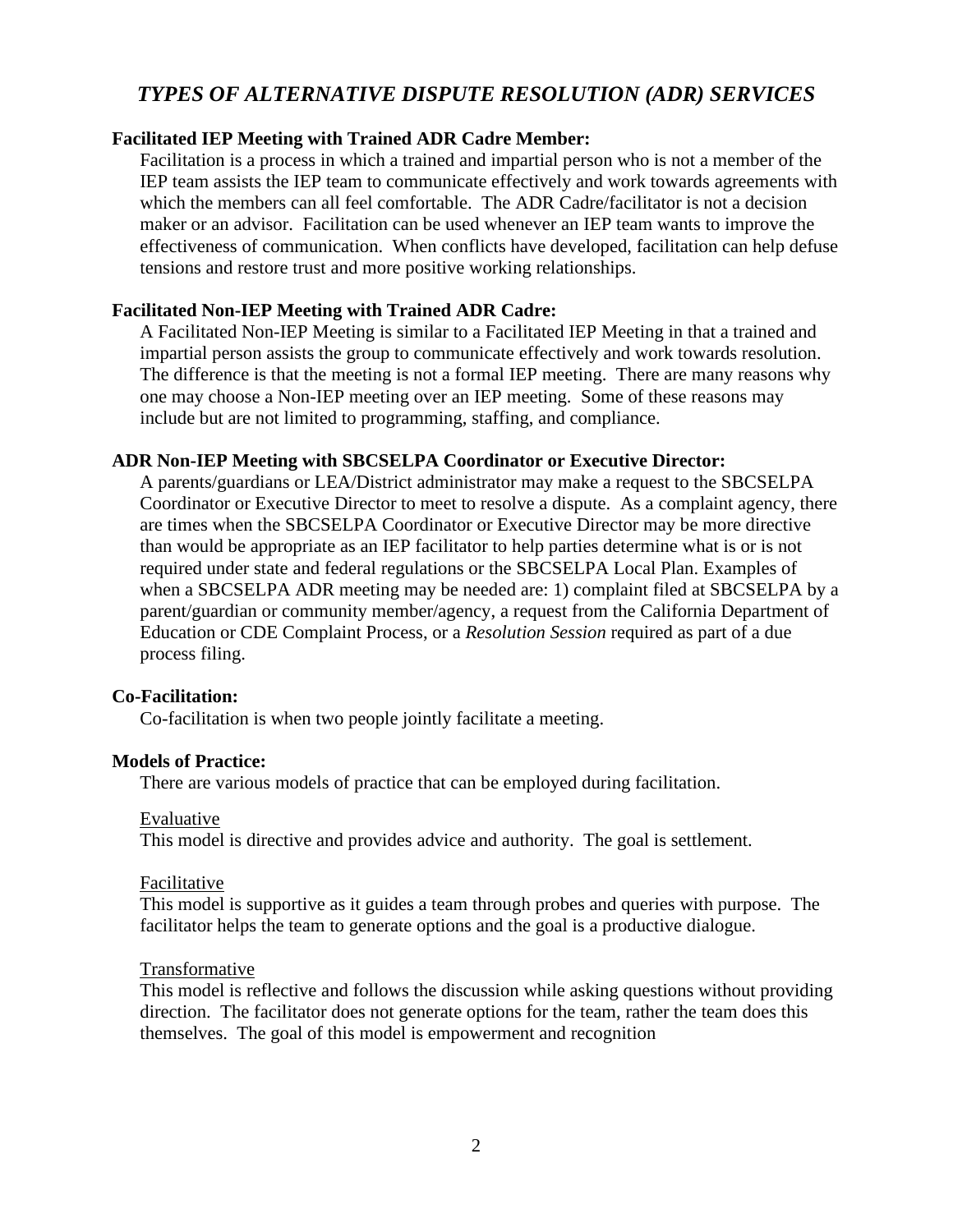# *TYPES OF ALTERNATIVE DISPUTE RESOLUTION (ADR) SERVICES*

**Facilitated IEP Meeting with Trained ADR Cadre Member:**

Facilitation is a process in which a trained and impartial person who is not a member of the IEP team assists the IEP team to communicate effectively and work towards agreements with which the members can all feel comfortable. The ADR Cadre/facilitator is not a decision maker or an advisor. Facilitation can be used whenever an IEP team wants to improve the effectiveness of communication. When conflicts have developed, facilitation can help defuse tensions and restore trust and more positive working relationships.

**Facilitated Non-IEP Meeting with Trained ADR Cadre:**

A Facilitated Non-IEP Meeting is similar to a Facilitated IEP Meeting in that a trained and impartial person assists the group to communicate effectively and work towards resolution. The difference is that the meeting is not a formal IEP meeting. There are many reasons why one may choose a Non-IEP meeting over an IEP meeting. Some of these reasons may include but are not limited to programming, staffing, and compliance.

**ADR Non-IEP Meeting with SBCSELPA Coordinator or Executive Director:**

A parents/guardians or LEA/District administrator may make a request to the SBCSELPA Coordinator or Executive Director to meet to resolve a dispute. As a complaint agency, there are times when the SBCSELPA Coordinator or Executive Director may be more directive than would be appropriate as an IEP facilitator to help parties determine what is or is not required under state and federal regulations or the SBCSELPA Local Plan. Examples of when a SBCSELPA ADR meeting may be needed are: 1) complaint filed at SBCSELPA by a parent/guardian or community member/agency, a request from the California Department of Education or CDE Complaint Process, or a *Resolution Session* required as part of a due process filing.

**Co-Facilitation:**

Co-facilitation is when two people jointly facilitate a meeting.

**Models of Practice:**

There are various models of practice that can be employed during facilitation.

<u>Evaluative</u>

This model is directive and provides advice and authority. The goal is settlement.

<u>Facilitative</u>

This model is supportive as it guides a team through probes and queries with purpose. The facilitator helps the team to generate options and the goal is a productive dialogue.

<u>Transformative</u>

This model is reflective and follows the discussion while asking questions without providing direction. The facilitator does not generate options for the team, rather the team does this themselves. The goal of this model is empowerment and recognition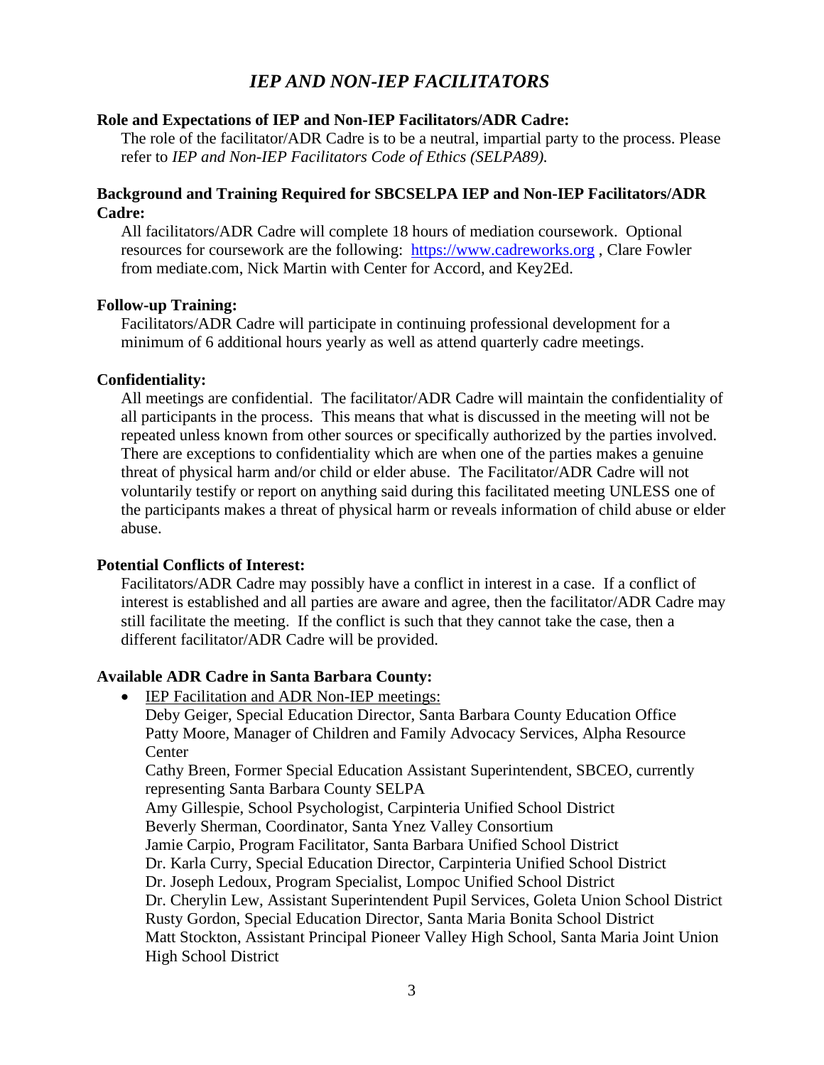## *IEP AND NON-IEP FACILITATORS*

**Role and Expectations of IEP and Non-IEP Facilitators/ADR Cadre:**

The role of the facilitator/ADR Cadre is to be a neutral, impartial party to the process. Please refer to *IEP and Non-IEP Facilitators Code of Ethics (SELPA89).*

**Background and Training Required for SBCSELPA IEP and Non-IEP Facilitators/ADR Cadre:**

All facilitators/ADR Cadre will complete 18 hours of mediation coursework. Optional resources for coursework are the following: [https://www.cadreworks.org](https://www.cadreworks.org) , Clare Fowler from mediate.com, Nick Martin with Center for Accord, and Key2Ed.

**Follow-up Training:**

Facilitators/ADR Cadre will participate in continuing professional development for a minimum of 6 additional hours yearly as well as attend quarterly cadre meetings.

**Confidentiality:**

All meetings are confidential. The facilitator/ADR Cadre will maintain the confidentiality of all participants in the process. This means that what is discussed in the meeting will not be repeated unless known from other sources or specifically authorized by the parties involved. There are exceptions to confidentiality which are when one of the parties makes a genuine threat of physical harm and/or child or elder abuse. The Facilitator/ADR Cadre will not voluntarily testify or report on anything said during this facilitated meeting UNLESS one of the participants makes a threat of physical harm or reveals information of child abuse or elder abuse.

**Potential Conflicts of Interest:**

Facilitators/ADR Cadre may possibly have a conflict in interest in a case. If a conflict of interest is established and all parties are aware and agree, then the facilitator/ADR Cadre may still facilitate the meeting. If the conflict is such that they cannot take the case, then a different facilitator/ADR Cadre will be provided.

**Available ADR Cadre in Santa Barbara County:**

- <u>IEP Facilitation and ADR Non-IEP meetings:</u>
  Deby Geiger, Special Education Director, Santa Barbara County Education Office
  Patty Moore, Manager of Children and Family Advocacy Services, Alpha Resource Center
  Cathy Breen, Former Special Education Assistant Superintendent, SBCEO, currently representing Santa Barbara County SELPA
  Amy Gillespie, School Psychologist, Carpinteria Unified School District
  Beverly Sherman, Coordinator, Santa Ynez Valley Consortium
  Jamie Carpio, Program Facilitator, Santa Barbara Unified School District
  Dr. Karla Curry, Special Education Director, Carpinteria Unified School District
  Dr. Joseph Ledoux, Program Specialist, Lompoc Unified School District
  Dr. Cherylin Lew, Assistant Superintendent Pupil Services, Goleta Union School District
  Rusty Gordon, Special Education Director, Santa Maria Bonita School District
  Matt Stockton, Assistant Principal Pioneer Valley High School, Santa Maria Joint Union High School District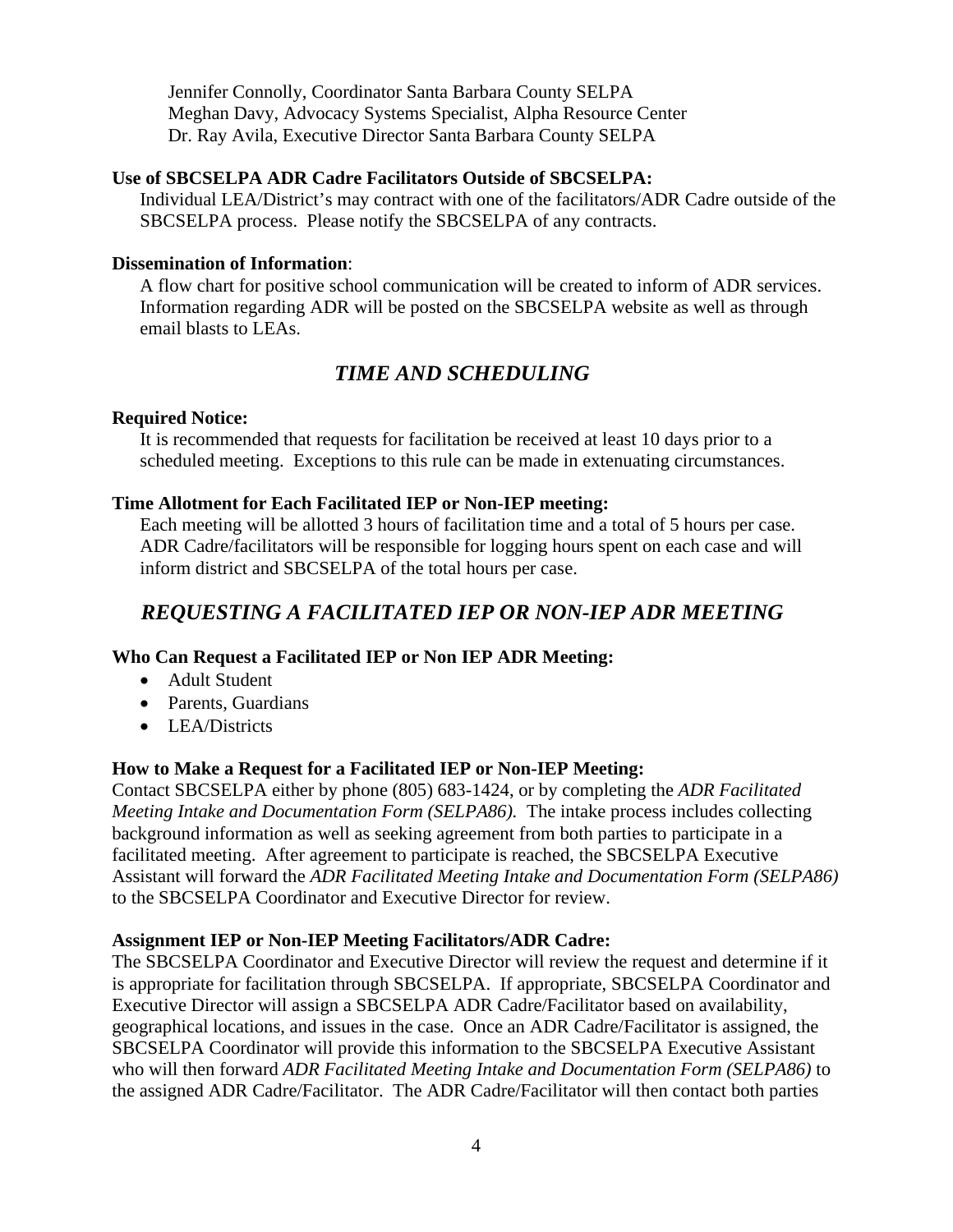Jennifer Connolly, Coordinator Santa Barbara County SELPA
Meghan Davy, Advocacy Systems Specialist, Alpha Resource Center
Dr. Ray Avila, Executive Director Santa Barbara County SELPA

**Use of SBCSELPA ADR Cadre Facilitators Outside of SBCSELPA:**

Individual LEA/District's may contract with one of the facilitators/ADR Cadre outside of the SBCSELPA process. Please notify the SBCSELPA of any contracts.

**Dissemination of Information**:

A flow chart for positive school communication will be created to inform of ADR services. Information regarding ADR will be posted on the SBCSELPA website as well as through email blasts to LEAs.

## *TIME AND SCHEDULING*

**Required Notice:**

It is recommended that requests for facilitation be received at least 10 days prior to a scheduled meeting. Exceptions to this rule can be made in extenuating circumstances.

**Time Allotment for Each Facilitated IEP or Non-IEP meeting:**

Each meeting will be allotted 3 hours of facilitation time and a total of 5 hours per case. ADR Cadre/facilitators will be responsible for logging hours spent on each case and will inform district and SBCSELPA of the total hours per case.

## *REQUESTING A FACILITATED IEP OR NON-IEP ADR MEETING*

**Who Can Request a Facilitated IEP or Non IEP ADR Meeting:**

- Adult Student
- Parents, Guardians
- LEA/Districts

**How to Make a Request for a Facilitated IEP or Non-IEP Meeting:**

Contact SBCSELPA either by phone (805) 683-1424, or by completing the *ADR Facilitated Meeting Intake and Documentation Form (SELPA86).* The intake process includes collecting background information as well as seeking agreement from both parties to participate in a facilitated meeting. After agreement to participate is reached, the SBCSELPA Executive Assistant will forward the *ADR Facilitated Meeting Intake and Documentation Form (SELPA86)* to the SBCSELPA Coordinator and Executive Director for review.

**Assignment IEP or Non-IEP Meeting Facilitators/ADR Cadre:**

The SBCSELPA Coordinator and Executive Director will review the request and determine if it is appropriate for facilitation through SBCSELPA. If appropriate, SBCSELPA Coordinator and Executive Director will assign a SBCSELPA ADR Cadre/Facilitator based on availability, geographical locations, and issues in the case. Once an ADR Cadre/Facilitator is assigned, the SBCSELPA Coordinator will provide this information to the SBCSELPA Executive Assistant who will then forward *ADR Facilitated Meeting Intake and Documentation Form (SELPA86)* to the assigned ADR Cadre/Facilitator. The ADR Cadre/Facilitator will then contact both parties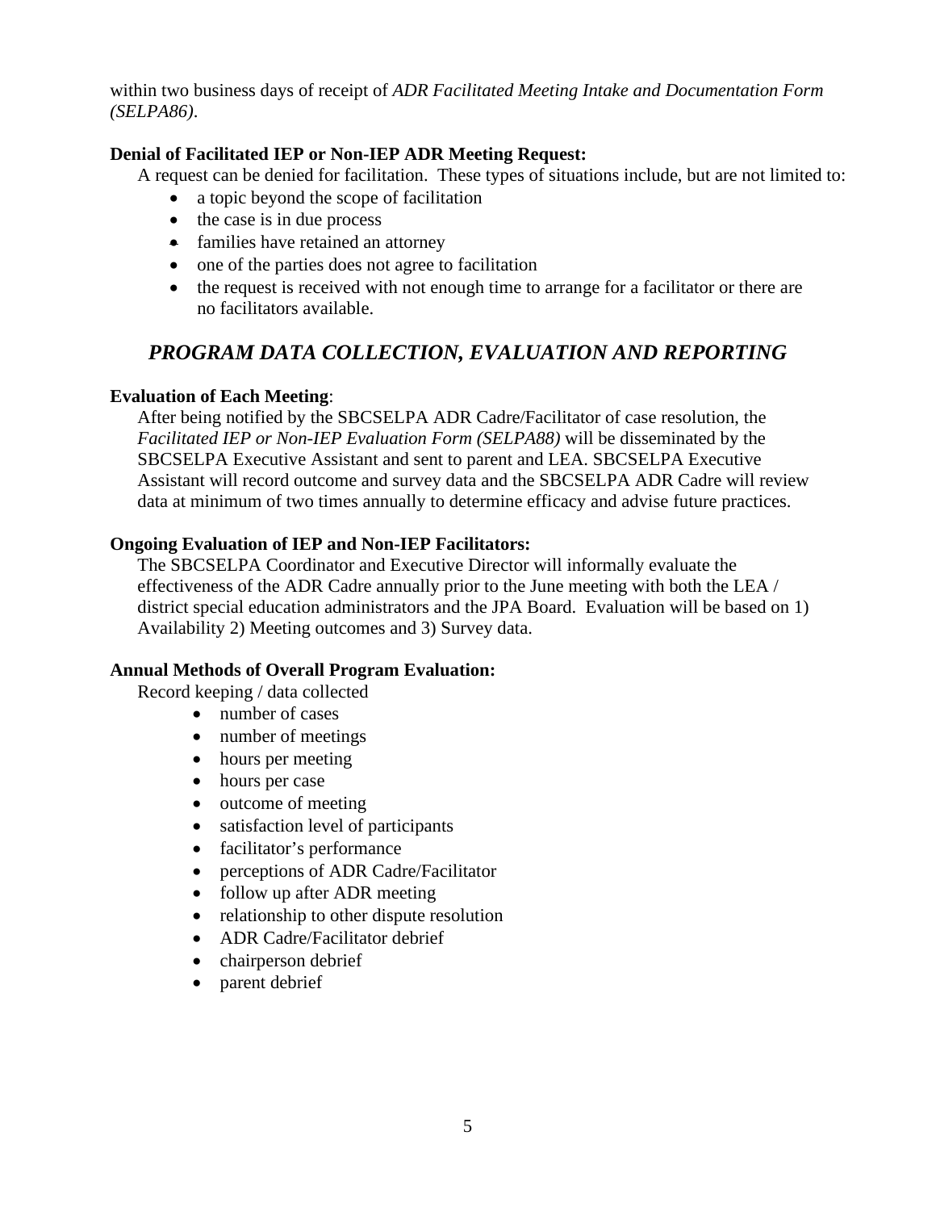within two business days of receipt of *ADR Facilitated Meeting Intake and Documentation Form (SELPA86)*.

**Denial of Facilitated IEP or Non-IEP ADR Meeting Request:**

A request can be denied for facilitation. These types of situations include, but are not limited to:

- a topic beyond the scope of facilitation
- the case is in due process
- families have retained an attorney
- one of the parties does not agree to facilitation
- the request is received with not enough time to arrange for a facilitator or there are no facilitators available.

## *PROGRAM DATA COLLECTION, EVALUATION AND REPORTING*

**Evaluation of Each Meeting**:

After being notified by the SBCSELPA ADR Cadre/Facilitator of case resolution, the *Facilitated IEP or Non-IEP Evaluation Form (SELPA88)* will be disseminated by the SBCSELPA Executive Assistant and sent to parent and LEA. SBCSELPA Executive Assistant will record outcome and survey data and the SBCSELPA ADR Cadre will review data at minimum of two times annually to determine efficacy and advise future practices.

**Ongoing Evaluation of IEP and Non-IEP Facilitators:**

The SBCSELPA Coordinator and Executive Director will informally evaluate the effectiveness of the ADR Cadre annually prior to the June meeting with both the LEA / district special education administrators and the JPA Board. Evaluation will be based on 1) Availability 2) Meeting outcomes and 3) Survey data.

**Annual Methods of Overall Program Evaluation:**

Record keeping / data collected

- number of cases
- number of meetings
- hours per meeting
- hours per case
- outcome of meeting
- satisfaction level of participants
- facilitator's performance
- perceptions of ADR Cadre/Facilitator
- follow up after ADR meeting
- relationship to other dispute resolution
- ADR Cadre/Facilitator debrief
- chairperson debrief
- parent debrief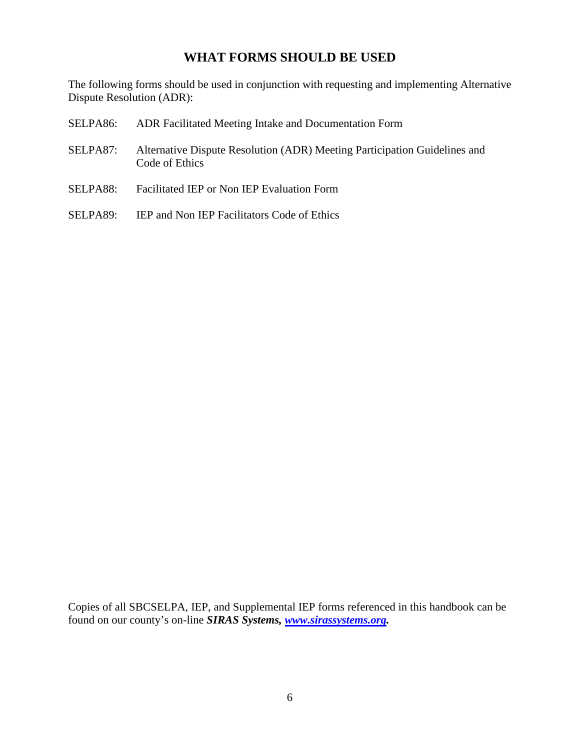# WHAT FORMS SHOULD BE USED

The following forms should be used in conjunction with requesting and implementing Alternative Dispute Resolution (ADR):

SELPA86: ADR Facilitated Meeting Intake and Documentation Form

SELPA87: Alternative Dispute Resolution (ADR) Meeting Participation Guidelines and Code of Ethics

SELPA88: Facilitated IEP or Non IEP Evaluation Form

SELPA89: IEP and Non IEP Facilitators Code of Ethics

Copies of all SBCSELPA, IEP, and Supplemental IEP forms referenced in this handbook can be found on our county's on-line ***SIRAS Systems, [www.sirassystems.org](http://www.sirassystems.org).***